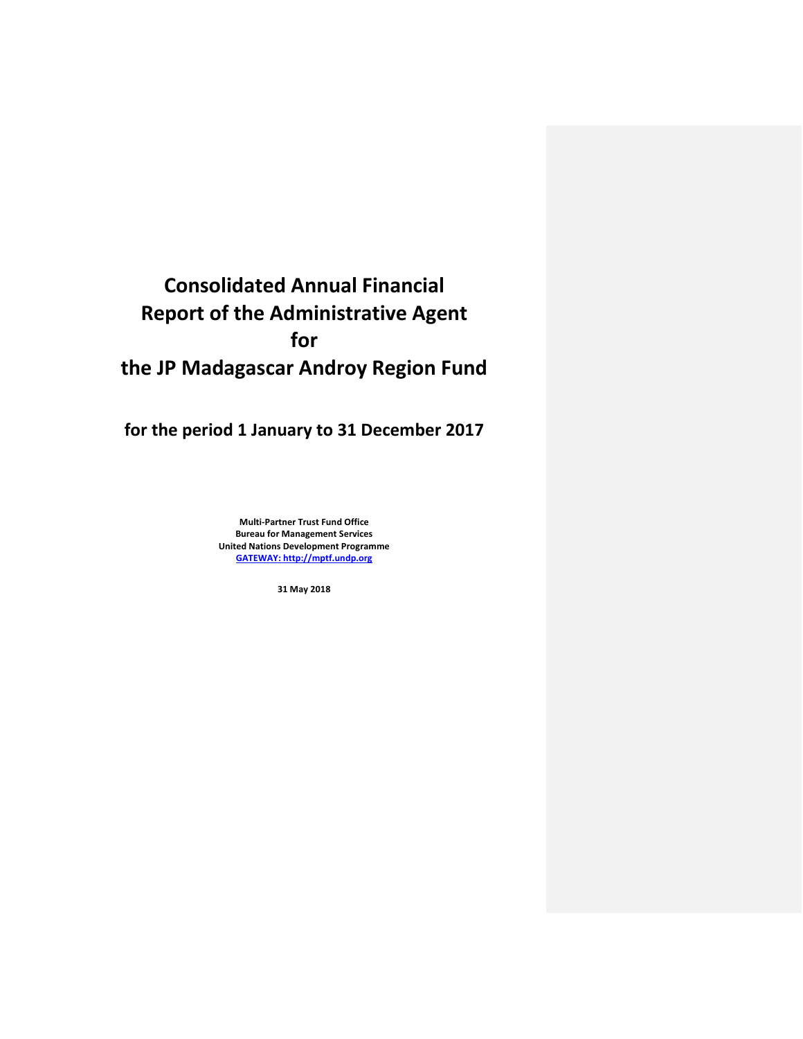# Consolidated Annual Financial Report of the Administrative Agent for the JP Madagascar Androy Region Fund

## for the period 1 January to 31 December 2017

**Multi-Partner Trust Fund Office**
**Bureau for Management Services**
**United Nations Development Programme**
**GATEWAY: http://mptf.undp.org**

**31 May 2018**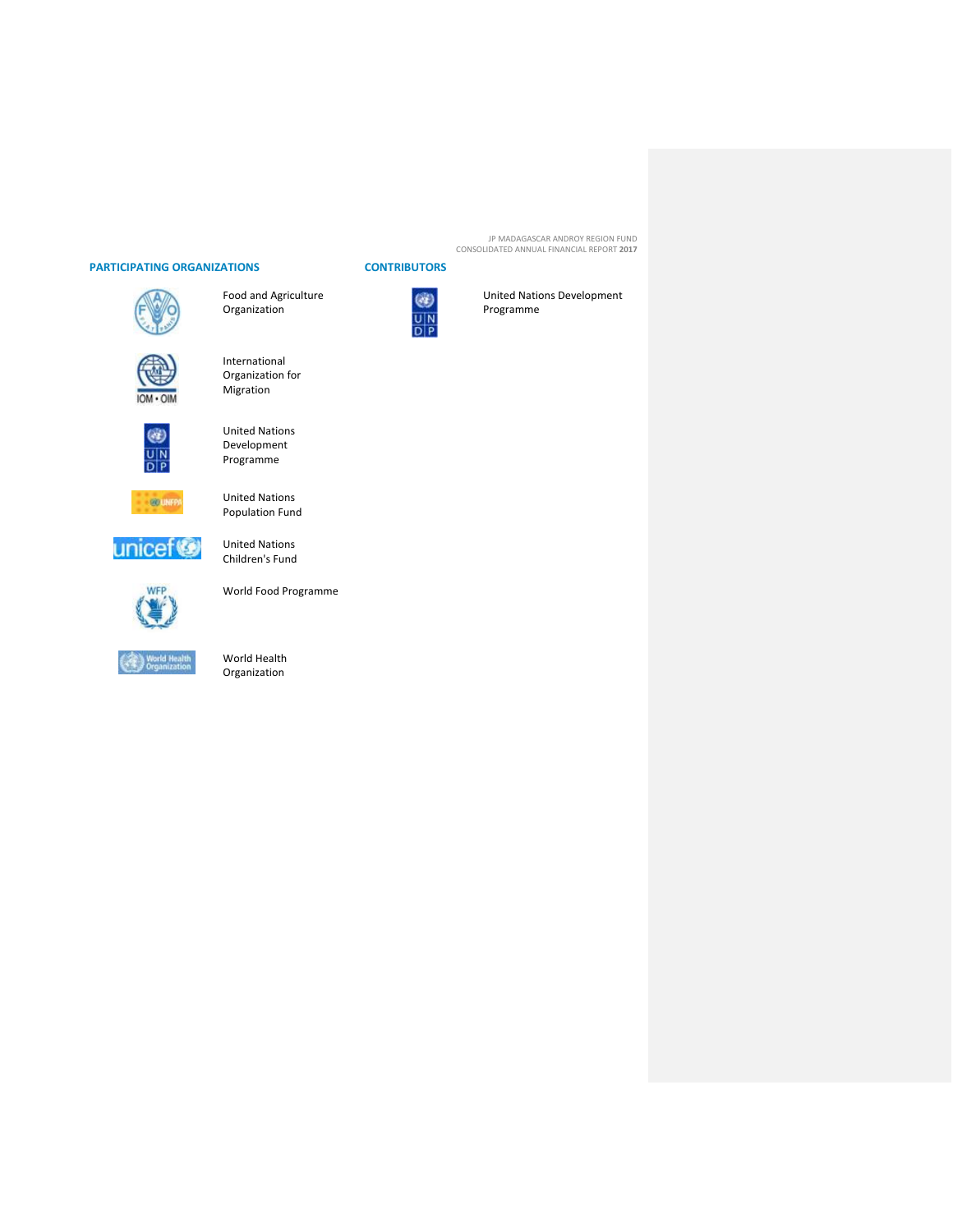## PARTICIPATING ORGANIZATIONS

- Food and Agriculture Organization
- International Organization for Migration
- United Nations Development Programme
- United Nations Population Fund
- United Nations Children's Fund
- World Food Programme
- World Health Organization

## CONTRIBUTORS

- United Nations Development Programme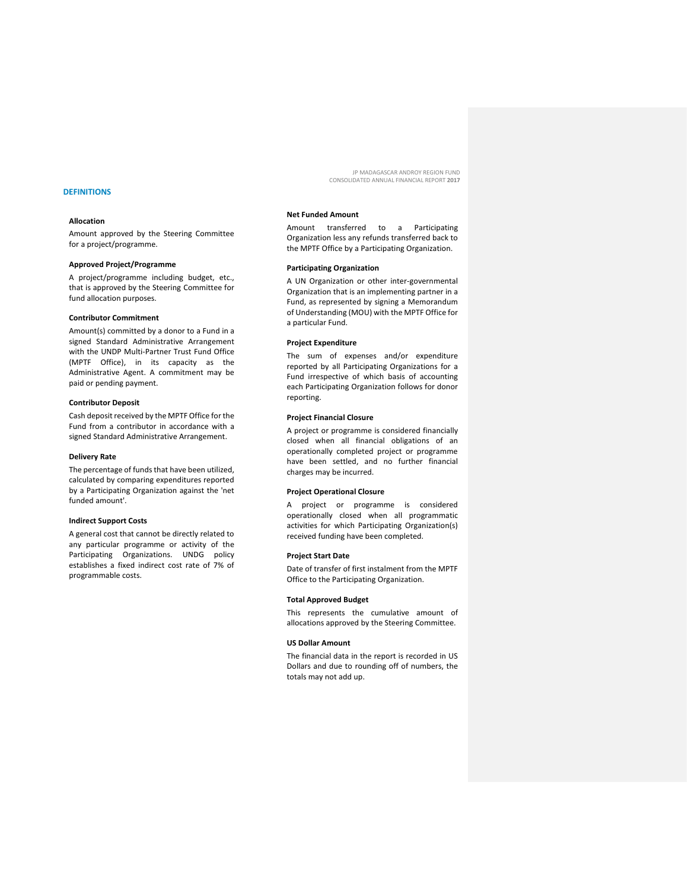## DEFINITIONS

### Allocation

Amount approved by the Steering Committee for a project/programme.

### Approved Project/Programme

A project/programme including budget, etc., that is approved by the Steering Committee for fund allocation purposes.

### Contributor Commitment

Amount(s) committed by a donor to a Fund in a signed Standard Administrative Arrangement with the UNDP Multi-Partner Trust Fund Office (MPTF Office), in its capacity as the Administrative Agent. A commitment may be paid or pending payment.

### Contributor Deposit

Cash deposit received by the MPTF Office for the Fund from a contributor in accordance with a signed Standard Administrative Arrangement.

### Delivery Rate

The percentage of funds that have been utilized, calculated by comparing expenditures reported by a Participating Organization against the 'net funded amount'.

### Indirect Support Costs

A general cost that cannot be directly related to any particular programme or activity of the Participating Organizations. UNDG policy establishes a fixed indirect cost rate of 7% of programmable costs.

### Net Funded Amount

Amount transferred to a Participating Organization less any refunds transferred back to the MPTF Office by a Participating Organization.

### Participating Organization

A UN Organization or other inter-governmental Organization that is an implementing partner in a Fund, as represented by signing a Memorandum of Understanding (MOU) with the MPTF Office for a particular Fund.

### Project Expenditure

The sum of expenses and/or expenditure reported by all Participating Organizations for a Fund irrespective of which basis of accounting each Participating Organization follows for donor reporting.

### Project Financial Closure

A project or programme is considered financially closed when all financial obligations of an operationally completed project or programme have been settled, and no further financial charges may be incurred.

### Project Operational Closure

A project or programme is considered operationally closed when all programmatic activities for which Participating Organization(s) received funding have been completed.

### Project Start Date

Date of transfer of first instalment from the MPTF Office to the Participating Organization.

### Total Approved Budget

This represents the cumulative amount of allocations approved by the Steering Committee.

### US Dollar Amount

The financial data in the report is recorded in US Dollars and due to rounding off of numbers, the totals may not add up.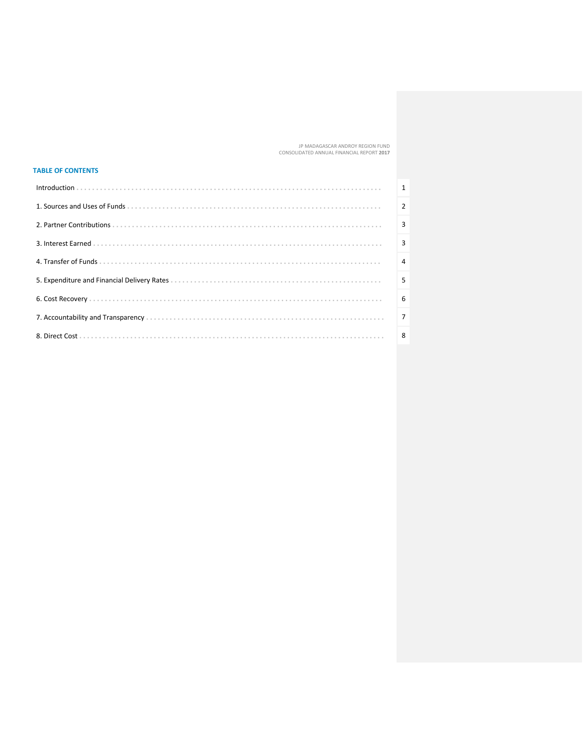## TABLE OF CONTENTS

| | |
|---|---|
| Introduction | 1 |
| 1. Sources and Uses of Funds | 2 |
| 2. Partner Contributions | 3 |
| 3. Interest Earned | 3 |
| 4. Transfer of Funds | 4 |
| 5. Expenditure and Financial Delivery Rates | 5 |
| 6. Cost Recovery | 6 |
| 7. Accountability and Transparency | 7 |
| 8. Direct Cost | 8 |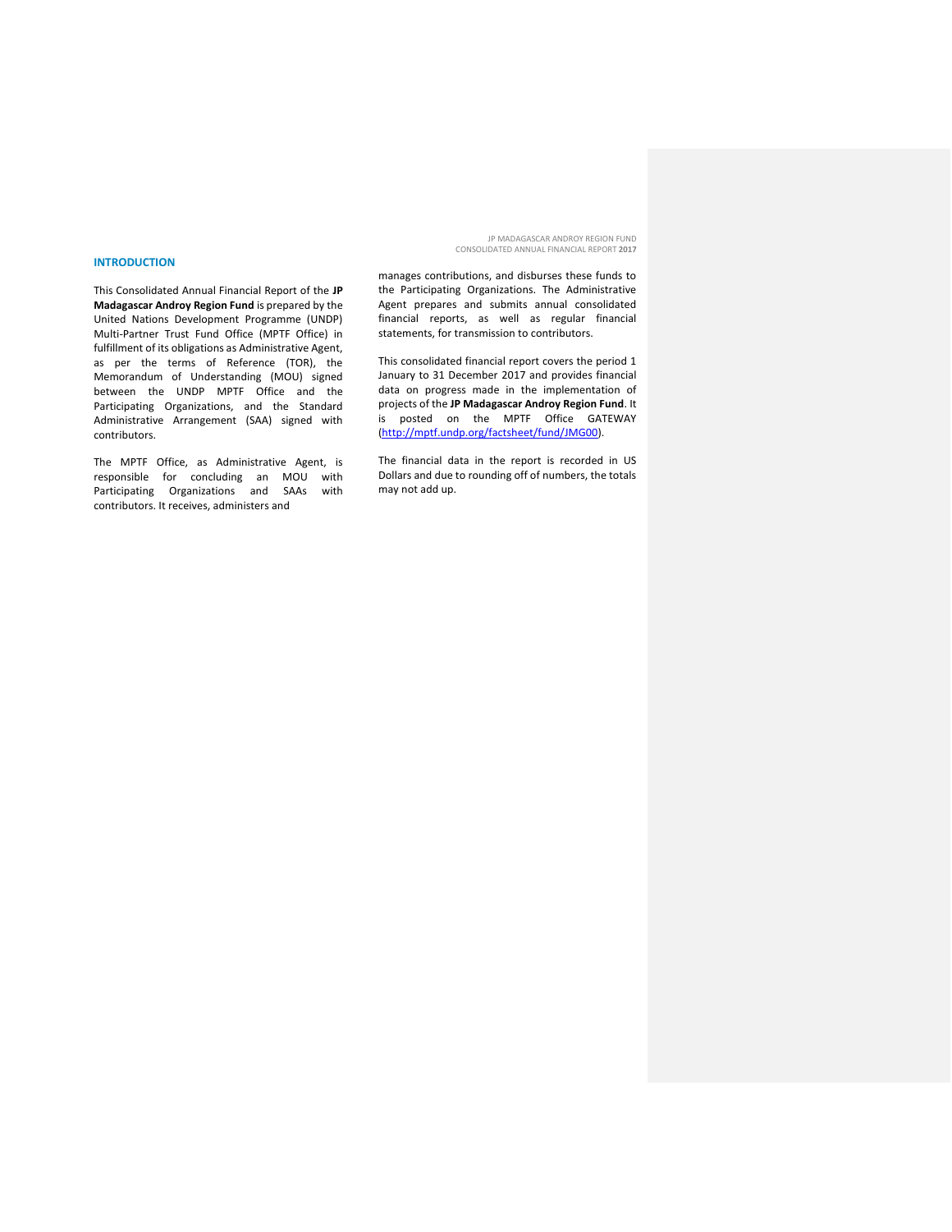## INTRODUCTION

This Consolidated Annual Financial Report of the **JP Madagascar Androy Region Fund** is prepared by the United Nations Development Programme (UNDP) Multi-Partner Trust Fund Office (MPTF Office) in fulfillment of its obligations as Administrative Agent, as per the terms of Reference (TOR), the Memorandum of Understanding (MOU) signed between the UNDP MPTF Office and the Participating Organizations, and the Standard Administrative Arrangement (SAA) signed with contributors.

The MPTF Office, as Administrative Agent, is responsible for concluding an MOU with Participating Organizations and SAAs with contributors. It receives, administers and manages contributions, and disburses these funds to the Participating Organizations. The Administrative Agent prepares and submits annual consolidated financial reports, as well as regular financial statements, for transmission to contributors.

This consolidated financial report covers the period 1 January to 31 December 2017 and provides financial data on progress made in the implementation of projects of the **JP Madagascar Androy Region Fund**. It is posted on the MPTF Office GATEWAY (http://mptf.undp.org/factsheet/fund/JMG00).

The financial data in the report is recorded in US Dollars and due to rounding off of numbers, the totals may not add up.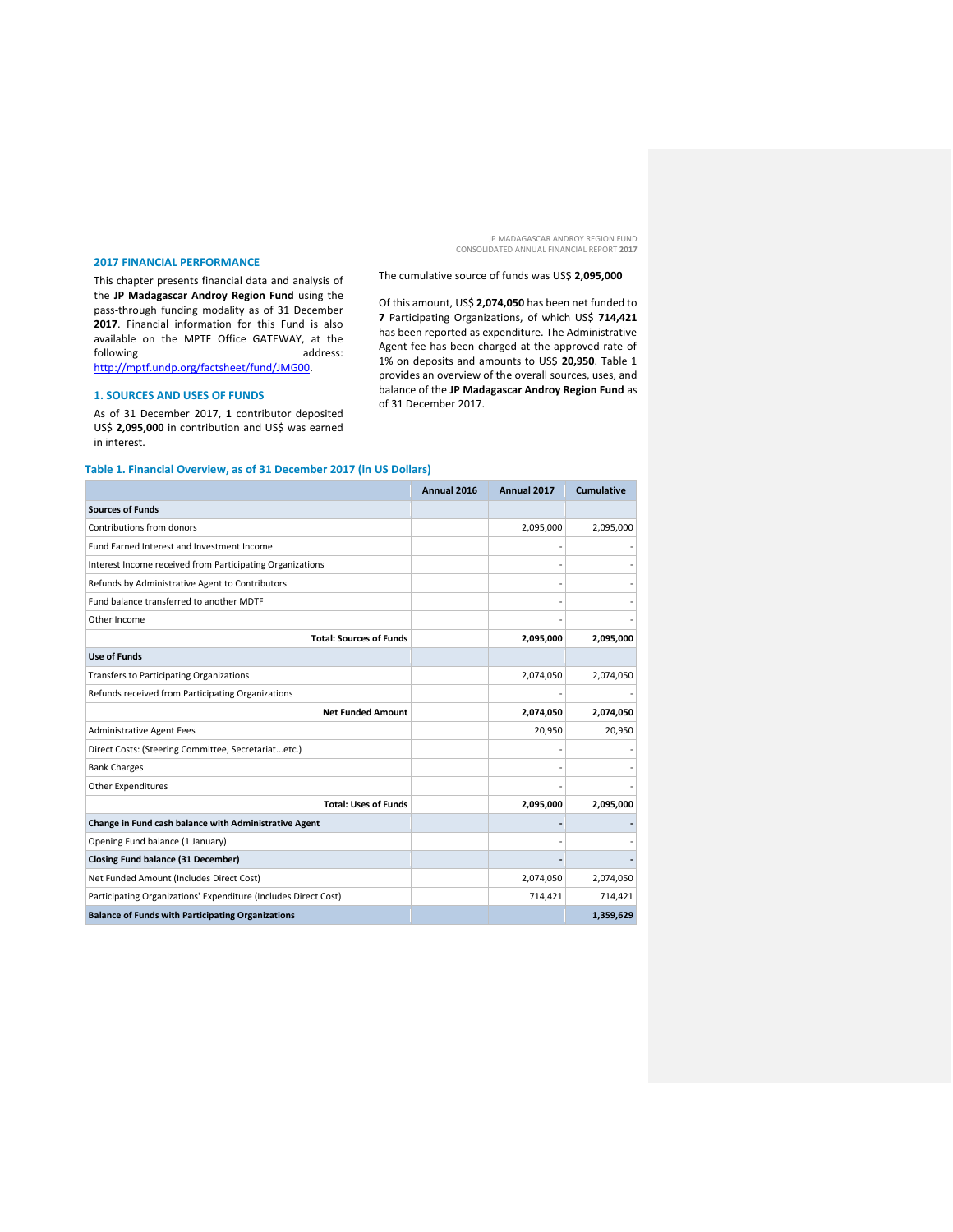## 2017 FINANCIAL PERFORMANCE

This chapter presents financial data and analysis of the **JP Madagascar Androy Region Fund** using the pass-through funding modality as of 31 December **2017**. Financial information for this Fund is also available on the MPTF Office GATEWAY, at the following address: http://mptf.undp.org/factsheet/fund/JMG00.

## 1. SOURCES AND USES OF FUNDS

As of 31 December 2017, **1** contributor deposited US$ **2,095,000** in contribution and US$ was earned in interest.

The cumulative source of funds was US$ **2,095,000**

Of this amount, US$ **2,074,050** has been net funded to **7** Participating Organizations, of which US$ **714,421** has been reported as expenditure. The Administrative Agent fee has been charged at the approved rate of 1% on deposits and amounts to US$ **20,950**. Table 1 provides an overview of the overall sources, uses, and balance of the **JP Madagascar Androy Region Fund** as of 31 December 2017.

### Table 1. Financial Overview, as of 31 December 2017 (in US Dollars)

| | Annual 2016 | Annual 2017 | Cumulative |
|---|---|---|---|
| **Sources of Funds** | | | |
| Contributions from donors | | 2,095,000 | 2,095,000 |
| Fund Earned Interest and Investment Income | | - | - |
| Interest Income received from Participating Organizations | | - | - |
| Refunds by Administrative Agent to Contributors | | - | - |
| Fund balance transferred to another MDTF | | - | - |
| Other Income | | - | - |
| **Total: Sources of Funds** | | **2,095,000** | **2,095,000** |
| **Use of Funds** | | | |
| Transfers to Participating Organizations | | 2,074,050 | 2,074,050 |
| Refunds received from Participating Organizations | | - | - |
| **Net Funded Amount** | | **2,074,050** | **2,074,050** |
| Administrative Agent Fees | | 20,950 | 20,950 |
| Direct Costs: (Steering Committee, Secretariat...etc.) | | - | - |
| Bank Charges | | - | - |
| Other Expenditures | | - | - |
| **Total: Uses of Funds** | | **2,095,000** | **2,095,000** |
| **Change in Fund cash balance with Administrative Agent** | | **-** | **-** |
| Opening Fund balance (1 January) | | - | - |
| **Closing Fund balance (31 December)** | | **-** | **-** |
| Net Funded Amount (Includes Direct Cost) | | 2,074,050 | 2,074,050 |
| Participating Organizations' Expenditure (Includes Direct Cost) | | 714,421 | 714,421 |
| **Balance of Funds with Participating Organizations** | | | **1,359,629** |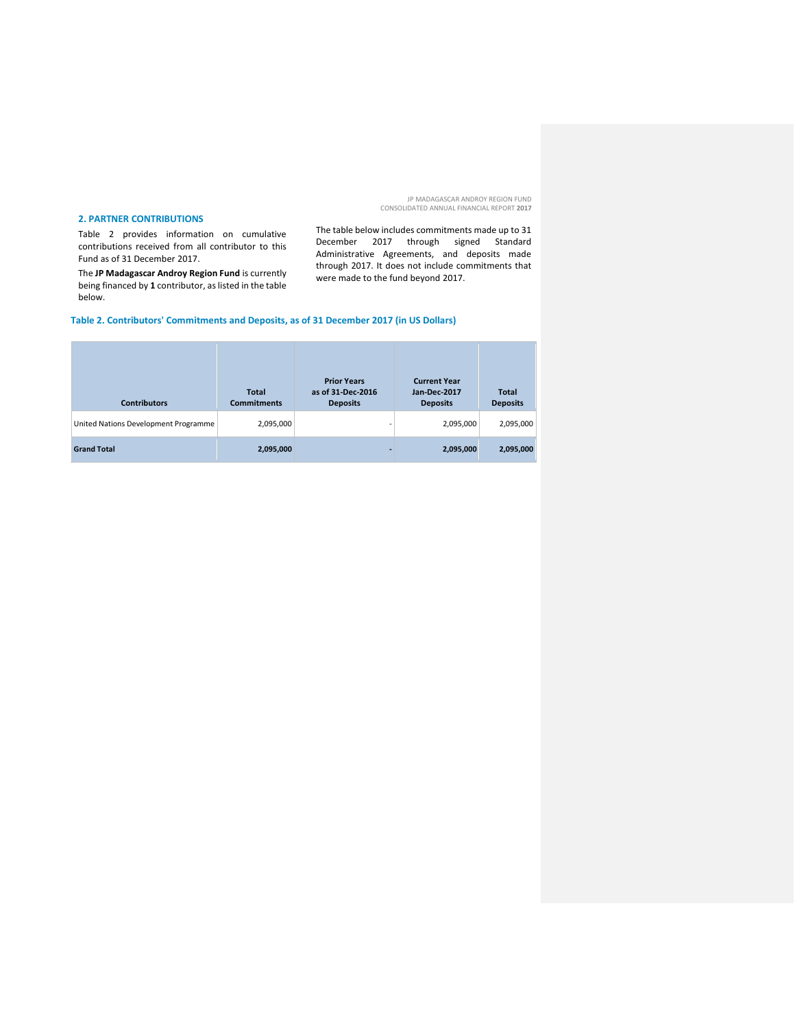## 2. PARTNER CONTRIBUTIONS

Table 2 provides information on cumulative contributions received from all contributor to this Fund as of 31 December 2017.

The **JP Madagascar Androy Region Fund** is currently being financed by **1** contributor, as listed in the table below.

The table below includes commitments made up to 31 December 2017 through signed Standard Administrative Agreements, and deposits made through 2017. It does not include commitments that were made to the fund beyond 2017.

**Table 2. Contributors' Commitments and Deposits, as of 31 December 2017 (in US Dollars)**

| Contributors | Total Commitments | Prior Years as of 31-Dec-2016 Deposits | Current Year Jan-Dec-2017 Deposits | Total Deposits |
|---|---|---|---|---|
| United Nations Development Programme | 2,095,000 | - | 2,095,000 | 2,095,000 |
| **Grand Total** | **2,095,000** | **-** | **2,095,000** | **2,095,000** |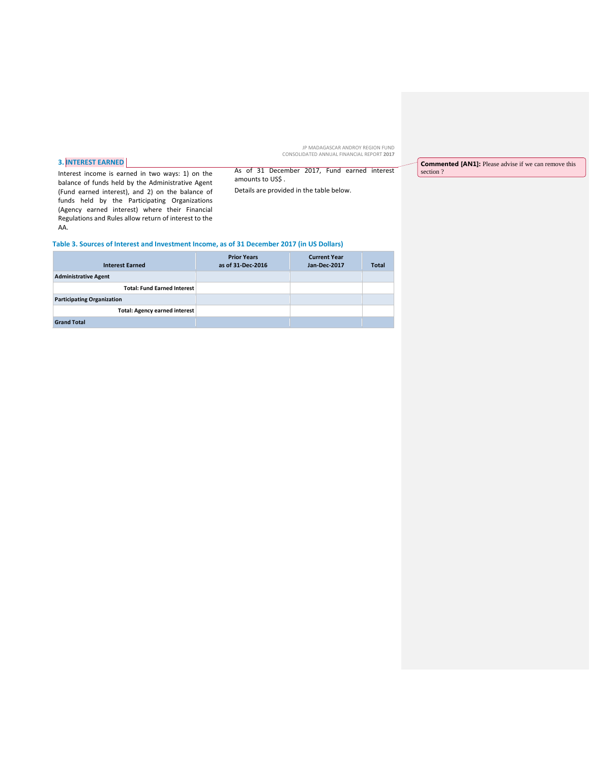## 3. INTEREST EARNED

Interest income is earned in two ways: 1) on the balance of funds held by the Administrative Agent (Fund earned interest), and 2) on the balance of funds held by the Participating Organizations (Agency earned interest) where their Financial Regulations and Rules allow return of interest to the AA.

As of 31 December 2017, Fund earned interest amounts to US$ .

Details are provided in the table below.

**Commented [AN1]:** Please advise if we can remove this section ?

**Table 3. Sources of Interest and Investment Income, as of 31 December 2017 (in US Dollars)**

| Interest Earned | Prior Years as of 31-Dec-2016 | Current Year Jan-Dec-2017 | Total |
|---|---|---|---|
| **Administrative Agent** | | | |
| **Total: Fund Earned Interest** | | | |
| **Participating Organization** | | | |
| **Total: Agency earned interest** | | | |
| **Grand Total** | | | |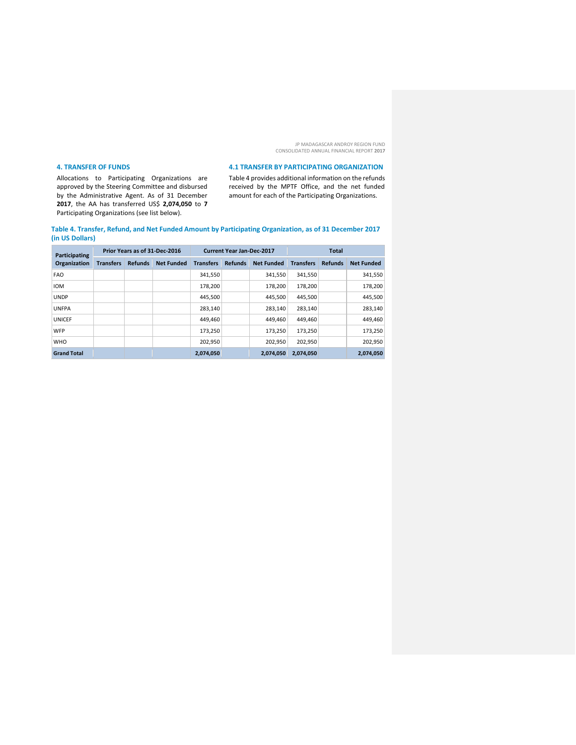## 4. TRANSFER OF FUNDS

Allocations to Participating Organizations are approved by the Steering Committee and disbursed by the Administrative Agent. As of 31 December **2017**, the AA has transferred US$ **2,074,050** to **7** Participating Organizations (see list below).

## 4.1 TRANSFER BY PARTICIPATING ORGANIZATION

Table 4 provides additional information on the refunds received by the MPTF Office, and the net funded amount for each of the Participating Organizations.

**Table 4. Transfer, Refund, and Net Funded Amount by Participating Organization, as of 31 December 2017 (in US Dollars)**

| Participating Organization | Prior Years as of 31-Dec-2016 | | | Current Year Jan-Dec-2017 | | | Total | | |
|---|---|---|---|---|---|---|---|---|---|
| | Transfers | Refunds | Net Funded | Transfers | Refunds | Net Funded | Transfers | Refunds | Net Funded |
| FAO | | | | 341,550 | | 341,550 | 341,550 | | 341,550 |
| IOM | | | | 178,200 | | 178,200 | 178,200 | | 178,200 |
| UNDP | | | | 445,500 | | 445,500 | 445,500 | | 445,500 |
| UNFPA | | | | 283,140 | | 283,140 | 283,140 | | 283,140 |
| UNICEF | | | | 449,460 | | 449,460 | 449,460 | | 449,460 |
| WFP | | | | 173,250 | | 173,250 | 173,250 | | 173,250 |
| WHO | | | | 202,950 | | 202,950 | 202,950 | | 202,950 |
| **Grand Total** | | | | **2,074,050** | | **2,074,050** | **2,074,050** | | **2,074,050** |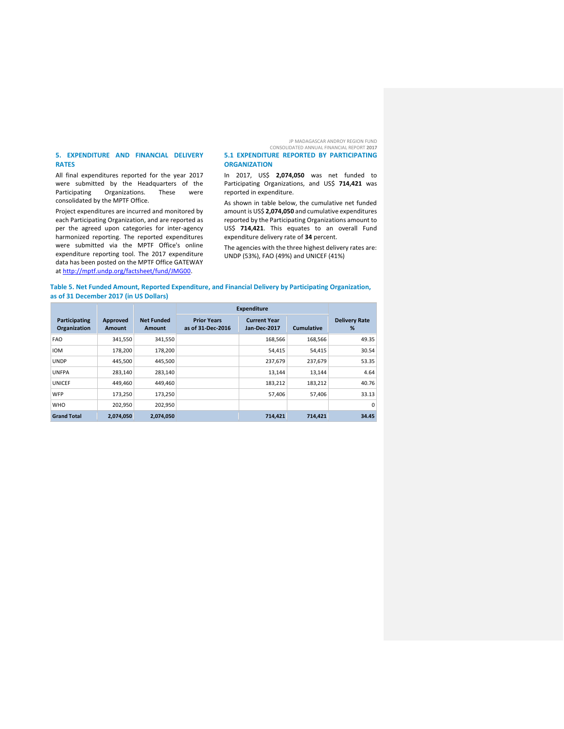## 5. EXPENDITURE AND FINANCIAL DELIVERY RATES

All final expenditures reported for the year 2017 were submitted by the Headquarters of the Participating Organizations. These were consolidated by the MPTF Office.

Project expenditures are incurred and monitored by each Participating Organization, and are reported as per the agreed upon categories for inter-agency harmonized reporting. The reported expenditures were submitted via the MPTF Office's online expenditure reporting tool. The 2017 expenditure data has been posted on the MPTF Office GATEWAY at http://mptf.undp.org/factsheet/fund/JMG00.

### 5.1 EXPENDITURE REPORTED BY PARTICIPATING ORGANIZATION

In 2017, US$ **2,074,050** was net funded to Participating Organizations, and US$ **714,421** was reported in expenditure.

As shown in table below, the cumulative net funded amount is US$ **2,074,050** and cumulative expenditures reported by the Participating Organizations amount to US$ **714,421**. This equates to an overall Fund expenditure delivery rate of **34** percent.

The agencies with the three highest delivery rates are: UNDP (53%), FAO (49%) and UNICEF (41%)

**Table 5. Net Funded Amount, Reported Expenditure, and Financial Delivery by Participating Organization, as of 31 December 2017 (in US Dollars)**

| Participating Organization | Approved Amount | Net Funded Amount | Expenditure | | | Delivery Rate % |
|---|---|---|---|---|---|---|
| | | | Prior Years as of 31-Dec-2016 | Current Year Jan-Dec-2017 | Cumulative | |
| FAO | 341,550 | 341,550 | | 168,566 | 168,566 | 49.35 |
| IOM | 178,200 | 178,200 | | 54,415 | 54,415 | 30.54 |
| UNDP | 445,500 | 445,500 | | 237,679 | 237,679 | 53.35 |
| UNFPA | 283,140 | 283,140 | | 13,144 | 13,144 | 4.64 |
| UNICEF | 449,460 | 449,460 | | 183,212 | 183,212 | 40.76 |
| WFP | 173,250 | 173,250 | | 57,406 | 57,406 | 33.13 |
| WHO | 202,950 | 202,950 | | | | 0 |
| **Grand Total** | **2,074,050** | **2,074,050** | | **714,421** | **714,421** | **34.45** |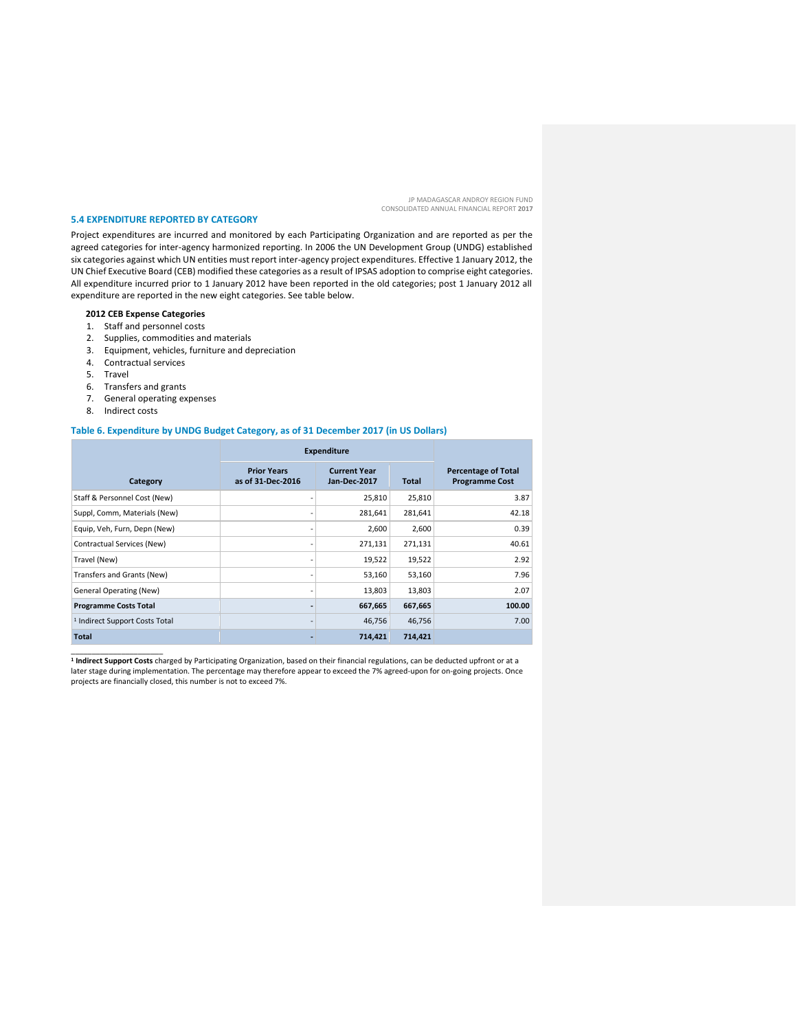### 5.4 EXPENDITURE REPORTED BY CATEGORY

Project expenditures are incurred and monitored by each Participating Organization and are reported as per the agreed categories for inter-agency harmonized reporting. In 2006 the UN Development Group (UNDG) established six categories against which UN entities must report inter-agency project expenditures. Effective 1 January 2012, the UN Chief Executive Board (CEB) modified these categories as a result of IPSAS adoption to comprise eight categories. All expenditure incurred prior to 1 January 2012 have been reported in the old categories; post 1 January 2012 all expenditure are reported in the new eight categories. See table below.

**2012 CEB Expense Categories**

1. Staff and personnel costs
2. Supplies, commodities and materials
3. Equipment, vehicles, furniture and depreciation
4. Contractual services
5. Travel
6. Transfers and grants
7. General operating expenses
8. Indirect costs

**Table 6. Expenditure by UNDG Budget Category, as of 31 December 2017 (in US Dollars)**

| Category | Expenditure | | | Percentage of Total Programme Cost |
|---|---|---|---|---|
| | Prior Years as of 31-Dec-2016 | Current Year Jan-Dec-2017 | Total | |
| Staff & Personnel Cost (New) | - | 25,810 | 25,810 | 3.87 |
| Suppl, Comm, Materials (New) | - | 281,641 | 281,641 | 42.18 |
| Equip, Veh, Furn, Depn (New) | - | 2,600 | 2,600 | 0.39 |
| Contractual Services (New) | - | 271,131 | 271,131 | 40.61 |
| Travel (New) | - | 19,522 | 19,522 | 2.92 |
| Transfers and Grants (New) | - | 53,160 | 53,160 | 7.96 |
| General Operating (New) | - | 13,803 | 13,803 | 2.07 |
| **Programme Costs Total** | **-** | **667,665** | **667,665** | **100.00** |
| [1] Indirect Support Costs Total | - | 46,756 | 46,756 | 7.00 |
| **Total** | **-** | **714,421** | **714,421** | |

[1] **Indirect Support Costs** charged by Participating Organization, based on their financial regulations, can be deducted upfront or at a later stage during implementation. The percentage may therefore appear to exceed the 7% agreed-upon for on-going projects. Once projects are financially closed, this number is not to exceed 7%.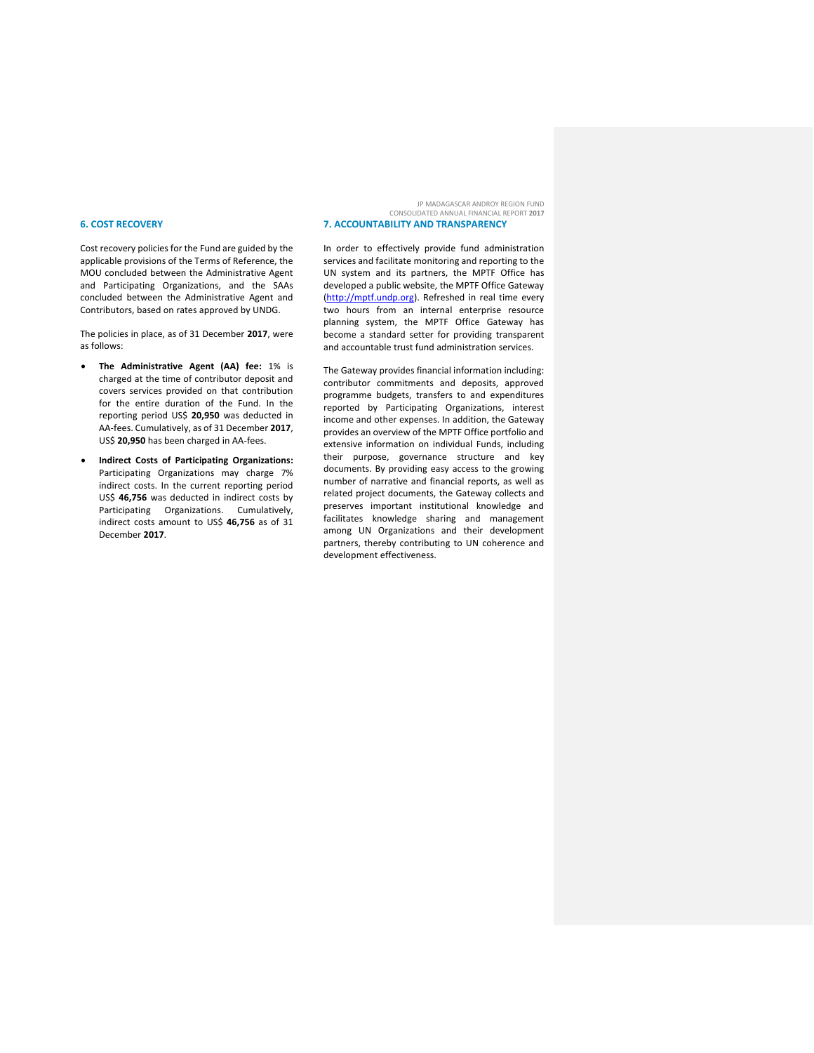## 6. COST RECOVERY

Cost recovery policies for the Fund are guided by the applicable provisions of the Terms of Reference, the MOU concluded between the Administrative Agent and Participating Organizations, and the SAAs concluded between the Administrative Agent and Contributors, based on rates approved by UNDG.

The policies in place, as of 31 December **2017**, were as follows:

- **The Administrative Agent (AA) fee:** 1% is charged at the time of contributor deposit and covers services provided on that contribution for the entire duration of the Fund. In the reporting period US$ **20,950** was deducted in AA-fees. Cumulatively, as of 31 December **2017**, US$ **20,950** has been charged in AA-fees.
- **Indirect Costs of Participating Organizations:** Participating Organizations may charge 7% indirect costs. In the current reporting period US$ **46,756** was deducted in indirect costs by Participating Organizations. Cumulatively, indirect costs amount to US$ **46,756** as of 31 December **2017**.

## 7. ACCOUNTABILITY AND TRANSPARENCY

In order to effectively provide fund administration services and facilitate monitoring and reporting to the UN system and its partners, the MPTF Office has developed a public website, the MPTF Office Gateway (http://mptf.undp.org). Refreshed in real time every two hours from an internal enterprise resource planning system, the MPTF Office Gateway has become a standard setter for providing transparent and accountable trust fund administration services.

The Gateway provides financial information including: contributor commitments and deposits, approved programme budgets, transfers to and expenditures reported by Participating Organizations, interest income and other expenses. In addition, the Gateway provides an overview of the MPTF Office portfolio and extensive information on individual Funds, including their purpose, governance structure and key documents. By providing easy access to the growing number of narrative and financial reports, as well as related project documents, the Gateway collects and preserves important institutional knowledge and facilitates knowledge sharing and management among UN Organizations and their development partners, thereby contributing to UN coherence and development effectiveness.